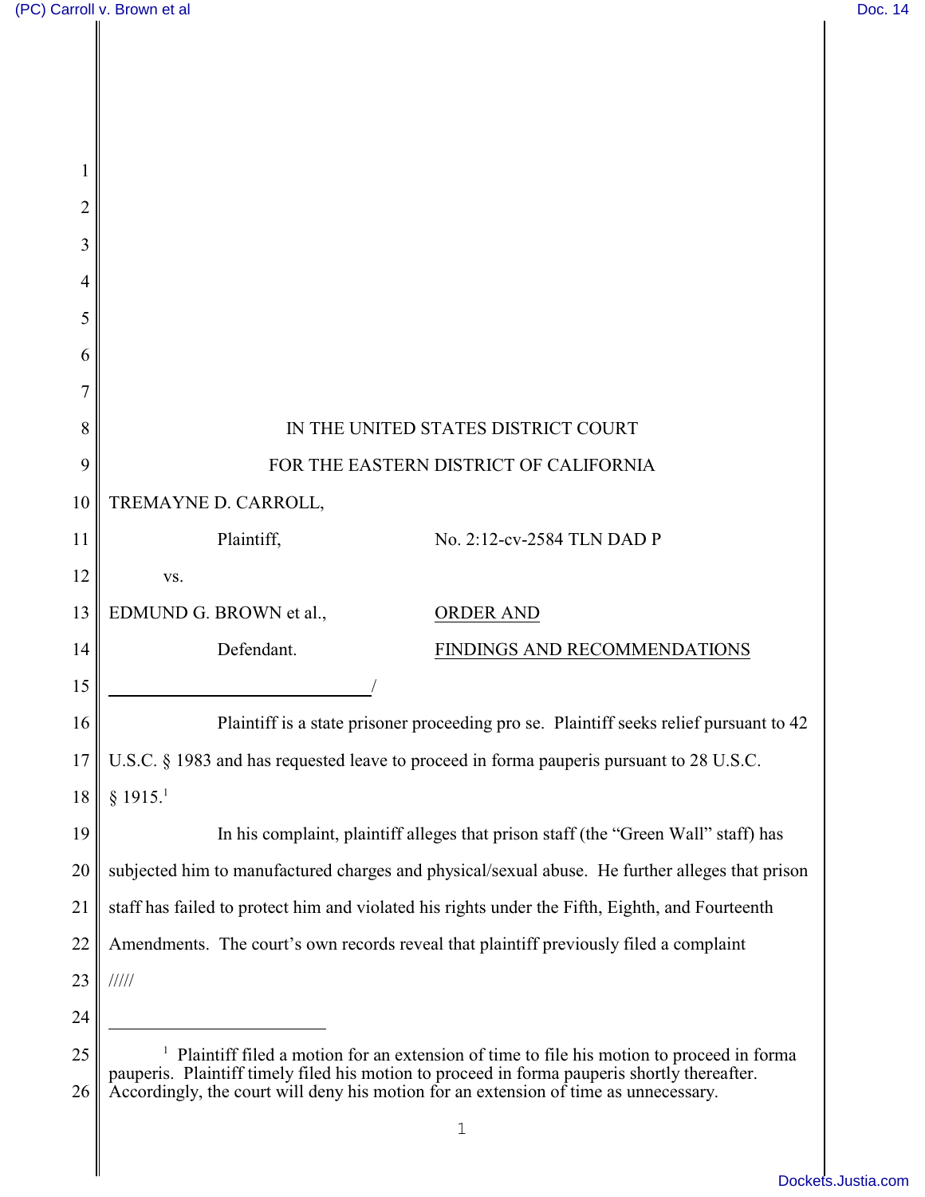IN THE UNITED STATES DISTRICT COURT

FOR THE EASTERN DISTRICT OF CALIFORNIA

TREMAYNE D. CARROLL,

Plaintiff, No. 2:12-cv-2584 TLN DAD P

vs.

EDMUND G. BROWN et al.,

Defendant.

ORDER AND

FINDINGS AND RECOMMENDATIONS

/

Plaintiff is a state prisoner proceeding pro se. Plaintiff seeks relief pursuant to 42 U.S.C. § 1983 and has requested leave to proceed in forma pauperis pursuant to 28 U.S.C. § 1915.[1]

In his complaint, plaintiff alleges that prison staff (the "Green Wall" staff) has subjected him to manufactured charges and physical/sexual abuse. He further alleges that prison staff has failed to protect him and violated his rights under the Fifth, Eighth, and Fourteenth Amendments. The court's own records reveal that plaintiff previously filed a complaint

/////

[1] Plaintiff filed a motion for an extension of time to file his motion to proceed in forma pauperis. Plaintiff timely filed his motion to proceed in forma pauperis shortly thereafter. Accordingly, the court will deny his motion for an extension of time as unnecessary.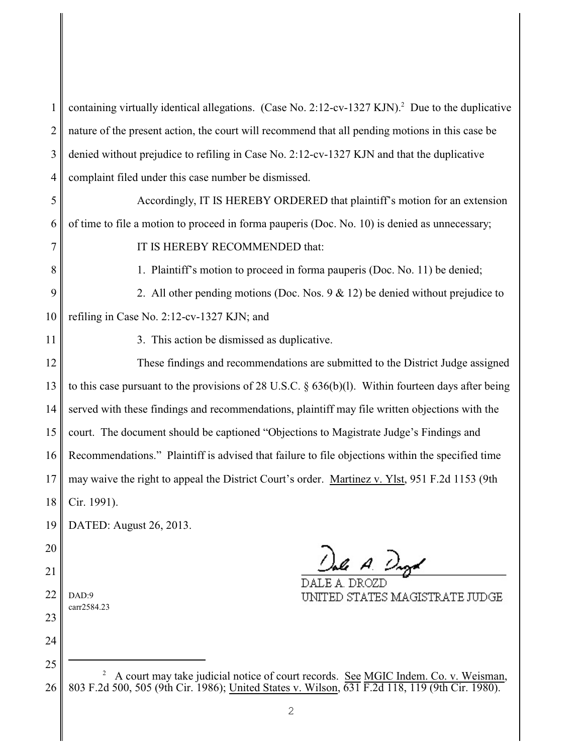containing virtually identical allegations. (Case No. 2:12-cv-1327 KJN).[2] Due to the duplicative nature of the present action, the court will recommend that all pending motions in this case be denied without prejudice to refiling in Case No. 2:12-cv-1327 KJN and that the duplicative complaint filed under this case number be dismissed.

Accordingly, IT IS HEREBY ORDERED that plaintiff's motion for an extension of time to file a motion to proceed in forma pauperis (Doc. No. 10) is denied as unnecessary;

IT IS HEREBY RECOMMENDED that:

1. Plaintiff's motion to proceed in forma pauperis (Doc. No. 11) be denied;

2. All other pending motions (Doc. Nos. 9 & 12) be denied without prejudice to refiling in Case No. 2:12-cv-1327 KJN; and

3. This action be dismissed as duplicative.

These findings and recommendations are submitted to the District Judge assigned to this case pursuant to the provisions of 28 U.S.C. § 636(b)(l). Within fourteen days after being served with these findings and recommendations, plaintiff may file written objections with the court. The document should be captioned "Objections to Magistrate Judge's Findings and Recommendations." Plaintiff is advised that failure to file objections within the specified time may waive the right to appeal the District Court's order. Martinez v. Ylst, 951 F.2d 1153 (9th Cir. 1991).

DATED: August 26, 2013.

DALE A. DROZD
UNITED STATES MAGISTRATE JUDGE

DAD:9
carr2584.23

---

[2] A court may take judicial notice of court records. See MGIC Indem. Co. v. Weisman, 803 F.2d 500, 505 (9th Cir. 1986); United States v. Wilson, 631 F.2d 118, 119 (9th Cir. 1980).